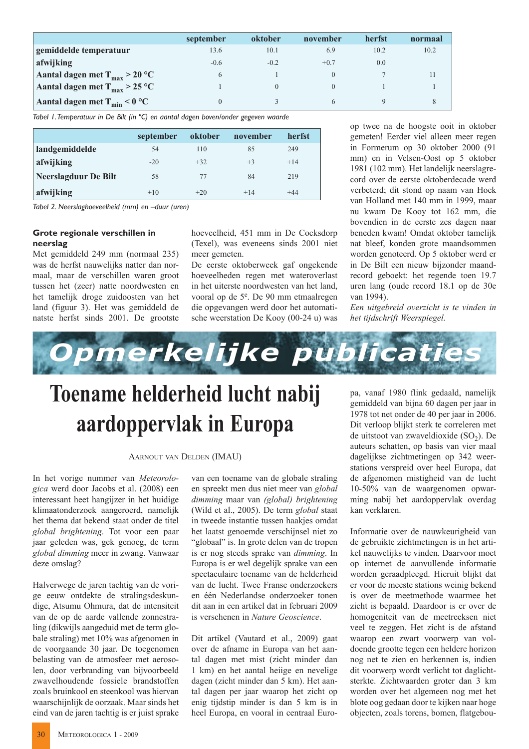| | september | oktober | november | herfst | normaal |
|---|---|---|---|---|---|
| **gemiddelde temperatuur** | 13.6 | 10.1 | 6.9 | 10.2 | 10.2 |
| **afwijking** | -0.6 | -0.2 | +0.7 | 0.0 | |
| **Aantal dagen met $T_{max}$ > 20 °C** | 6 | 1 | 0 | 7 | 11 |
| **Aantal dagen met $T_{max}$ > 25 °C** | 1 | 0 | 0 | 1 | 1 |
| **Aantal dagen met $T_{min}$ < 0 °C** | 0 | 3 | 6 | 9 | 8 |

*Tabel 1. Temperatuur in De Bilt (in °C) en aantal dagen boven/onder gegeven waarde*

| | september | oktober | november | herfst |
|---|---|---|---|---|
| **landgemiddelde** | 54 | 110 | 85 | 249 |
| **afwijking** | -20 | +32 | +3 | +14 |
| **Neerslagduur De Bilt** | 58 | 77 | 84 | 219 |
| **afwijking** | +10 | +20 | +14 | +44 |

*Tabel 2. Neerslaghoeveelheid (mm) en –duur (uren)*

### Grote regionale verschillen in neerslag

Met gemiddeld 249 mm (normaal 235) was de herfst nauwelijks natter dan normaal, maar de verschillen waren groot tussen het (zeer) natte noordwesten en het tamelijk droge zuidoosten van het land (figuur 3). Het was gemiddeld de natste herfst sinds 2001. De grootste hoeveelheid, 451 mm in De Cocksdorp (Texel), was eveneens sinds 2001 niet meer gemeten.

De eerste oktoberweek gaf ongekende hoeveelheden regen met wateroverlast in het uiterste noordwesten van het land, vooral op de 5e. De 90 mm etmaalregen die opgevangen werd door het automatische weerstation De Kooy (00-24 u) was op twee na de hoogste ooit in oktober gemeten! Eerder viel alleen meer regen in Formerum op 30 oktober 2000 (91 mm) en in Velsen-Oost op 5 oktober 1981 (102 mm). Het landelijk neerslagrecord over de eerste oktoberdecade werd verbeterd; dit stond op naam van Hoek van Holland met 140 mm in 1999, maar nu kwam De Kooy tot 162 mm, die bovendien in de eerste zes dagen naar beneden kwam! Omdat oktober tamelijk nat bleef, konden grote maandsommen worden genoteerd. Op 5 oktober werd er in De Bilt een nieuw bijzonder maandrecord geboekt: het regende toen 19.7 uren lang (oude record 18.1 op de 30e van 1994).

*Een uitgebreid overzicht is te vinden in het tijdschrift Weerspiegel.*

# Opmerkelijke publicaties

## Toename helderheid lucht nabij aardoppervlak in Europa

Aarnout van Delden (IMAU)

In het vorige nummer van *Meteorologica* werd door Jacobs et al. (2008) een interessant heet hangijzer in het huidige klimaatonderzoek aangeroerd, namelijk het thema dat bekend staat onder de titel *global brightening*. Tot voor een paar jaar geleden was, gek genoeg, de term *global dimming* meer in zwang. Vanwaar deze omslag?

Halverwege de jaren tachtig van de vorige eeuw ontdekte de stralingsdeskundige, Atsumu Ohmura, dat de intensiteit van de op de aarde vallende zonnestraling (dikwijls aangeduid met de term globale straling) met 10% was afgenomen in de voorgaande 30 jaar. De toegenomen belasting van de atmosfeer met aerosolen, door verbranding van bijvoorbeeld zwavelhoudende fossiele brandstoffen zoals bruinkool en steenkool was hiervan waarschijnlijk de oorzaak. Maar sinds het eind van de jaren tachtig is er juist sprake van een toename van de globale straling en spreekt men dus niet meer van *global dimming* maar van *(global) brightening* (Wild et al., 2005). De term *global* staat in tweede instantie tussen haakjes omdat het laatst genoemde verschijnsel niet zo "globaal" is. In grote delen van de tropen is er nog steeds sprake van *dimming*. In Europa is er wel degelijk sprake van een spectaculaire toename van de helderheid van de lucht. Twee Franse onderzoekers en één Nederlandse onderzoeker tonen dit aan in een artikel dat in februari 2009 is verschenen in *Nature Geoscience*.

Dit artikel (Vautard et al., 2009) gaat over de afname in Europa van het aantal dagen met mist (zicht minder dan 1 km) en het aantal heiige en nevelige dagen (zicht minder dan 5 km). Het aantal dagen per jaar waarop het zicht op enig tijdstip minder is dan 5 km is in heel Europa, en vooral in centraal Europa, vanaf 1980 flink gedaald, namelijk gemiddeld van bijna 60 dagen per jaar in 1978 tot net onder de 40 per jaar in 2006. Dit verloop blijkt sterk te correleren met de uitstoot van zwaveldioxide ($SO_2$). De auteurs schatten, op basis van vier maal dagelijkse zichtmetingen op 342 weerstations verspreid over heel Europa, dat de afgenomen mistigheid van de lucht 10-50% van de waargenomen opwarming nabij het aardoppervlak overdag kan verklaren.

Informatie over de nauwkeurigheid van de gebruikte zichtmetingen is in het artikel nauwelijks te vinden. Daarvoor moet op internet de aanvullende informatie worden geraadpleegd. Hieruit blijkt dat er voor de meeste stations weinig bekend is over de meetmethode waarmee het zicht is bepaald. Daardoor is er over de homogeniteit van de meetreeksen niet veel te zeggen. Het zicht is de afstand waarop een zwart voorwerp van voldoende grootte tegen een heldere horizon nog net te zien en herkennen is, indien dit voorwerp wordt verlicht tot daglichtsterkte. Zichtwaarden groter dan 3 km worden over het algemeen nog met het blote oog gedaan door te kijken naar hoge objecten, zoals torens, bomen, flatgebou-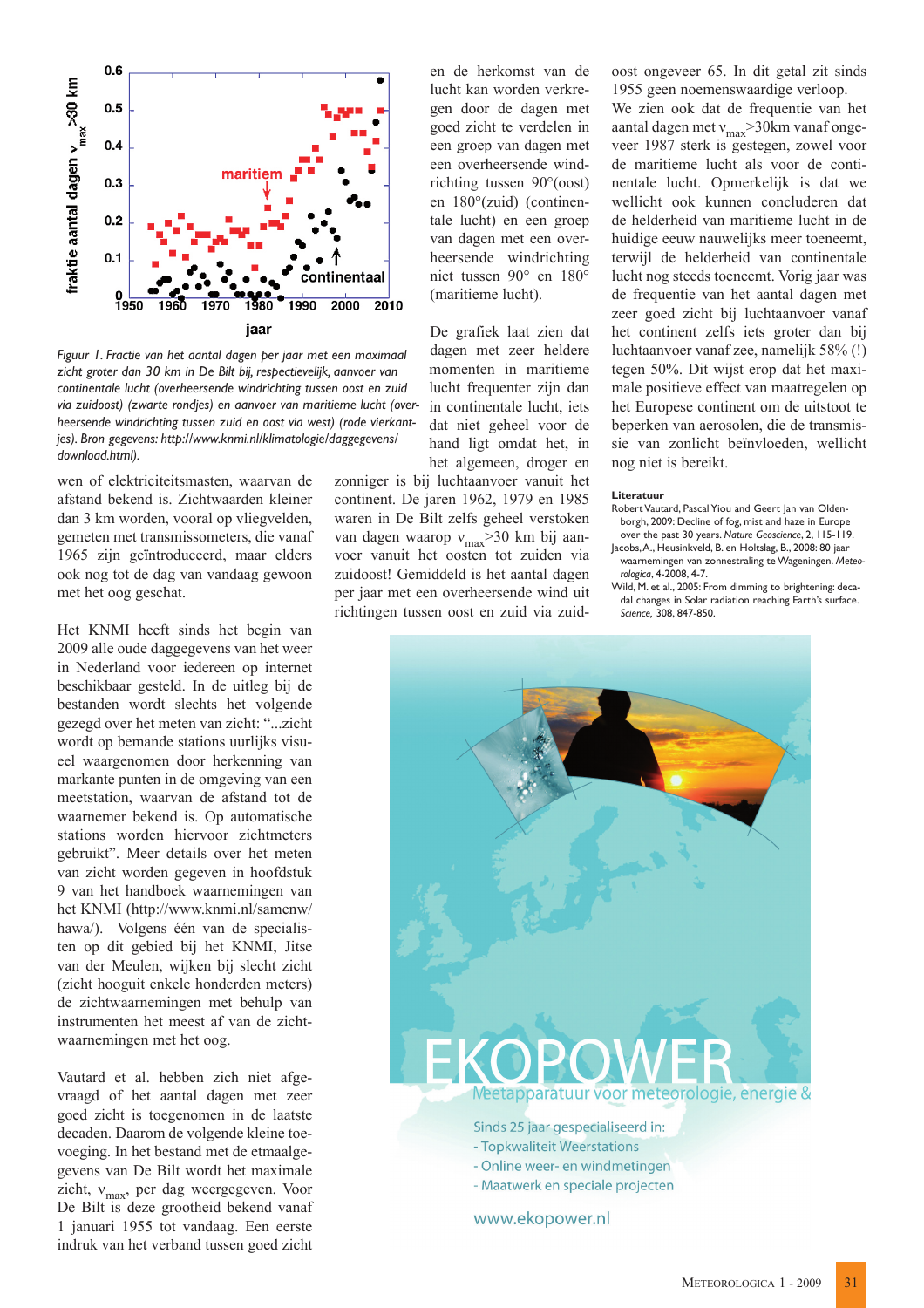0.6
0.5
0.4
0.3
0.2
0.1
0
1950 1960 1970 1980 1990 2000 2010
jaar
fraktie aantal dagen $v_{max}$ >30 km
maritiem
continentaal

*Figuur 1. Fractie van het aantal dagen per jaar met een maximaal zicht groter dan 30 km in De Bilt bij, respectievelijk, aanvoer van continentale lucht (overheersende windrichting tussen oost en zuid via zuidoost) (zwarte rondjes) en aanvoer van maritieme lucht (overheersende windrichting tussen zuid en oost via west) (rode vierkantjes). Bron gegevens: http://www.knmi.nl/klimatologie/daggegevens/download.html).*

wen of elektriciteitsmasten, waarvan de afstand bekend is. Zichtwaarden kleiner dan 3 km worden, vooral op vliegvelden, gemeten met transmissometers, die vanaf 1965 zijn geïntroduceerd, maar elders ook nog tot de dag van vandaag gewoon met het oog geschat.

Het KNMI heeft sinds het begin van 2009 alle oude daggegevens van het weer in Nederland voor iedereen op internet beschikbaar gesteld. In de uitleg bij de bestanden wordt slechts het volgende gezegd over het meten van zicht: "...zicht wordt op bemande stations uurlijks visueel waargenomen door herkenning van markante punten in de omgeving van een meetstation, waarvan de afstand tot de waarnemer bekend is. Op automatische stations worden hiervoor zichtmeters gebruikt". Meer details over het meten van zicht worden gegeven in hoofdstuk 9 van het handboek waarnemingen van het KNMI (http://www.knmi.nl/samenw/hawa/). Volgens één van de specialisten op dit gebied bij het KNMI, Jitse van der Meulen, wijken bij slecht zicht (zicht hooguit enkele honderden meters) de zichtwaarnemingen met behulp van instrumenten het meest af van de zichtwaarnemingen met het oog.

Vautard et al. hebben zich niet afgevraagd of het aantal dagen met zeer goed zicht is toegenomen in de laatste decaden. Daarom de volgende kleine toevoeging. In het bestand met de etmaalgegevens van De Bilt wordt het maximale zicht, $v_{max}$, per dag weergegeven. Voor De Bilt is deze grootheid bekend vanaf 1 januari 1955 tot vandaag. Een eerste indruk van het verband tussen goed zicht en de herkomst van de lucht kan worden verkregen door de dagen met goed zicht te verdelen in een groep van dagen met een overheersende windrichting tussen 90°(oost) en 180°(zuid) (continentale lucht) en een groep van dagen met een overheersende windrichting niet tussen 90° en 180° (maritieme lucht).

De grafiek laat zien dat dagen met zeer heldere momenten in maritieme lucht frequenter zijn dan in continentale lucht, iets dat niet geheel voor de hand ligt omdat het, in het algemeen, droger en zonniger is bij luchtaanvoer vanuit het continent. De jaren 1962, 1979 en 1985 waren in De Bilt zelfs geheel verstoken van dagen waarop $v_{max}$>30 km bij aanvoer vanuit het oosten tot zuiden via zuidoost! Gemiddeld is het aantal dagen per jaar met een overheersende wind uit richtingen tussen oost en zuid via zuidoost ongeveer 65. In dit getal zit sinds 1955 geen noemenswaardige verloop. We zien ook dat de frequentie van het aantal dagen met $v_{max}$>30km vanaf ongeveer 1987 sterk is gestegen, zowel voor de maritieme lucht als voor de continentale lucht. Opmerkelijk is dat we wellicht ook kunnen concluderen dat de helderheid van maritieme lucht in de huidige eeuw nauwelijks meer toeneemt, terwijl de helderheid van continentale lucht nog steeds toeneemt. Vorig jaar was de frequentie van het aantal dagen met zeer goed zicht bij luchtaanvoer vanaf het continent zelfs iets groter dan bij luchtaanvoer vanaf zee, namelijk 58% (!) tegen 50%. Dit wijst erop dat het maximale positieve effect van maatregelen op het Europese continent om de uitstoot te beperken van aerosolen, die de transmissie van zonlicht beïnvloeden, wellicht nog niet is bereikt.

#### Literatuur

Robert Vautard, Pascal Yiou and Geert Jan van Oldenborgh, 2009: Decline of fog, mist and haze in Europe over the past 30 years. *Nature Geoscience*, 2, 115-119.

Jacobs, A., Heusinkveld, B. en Holtslag, B., 2008: 80 jaar waarnemingen van zonnestraling te Wageningen. *Meteorologica*, 4-2008, 4-7.

Wild, M. et al., 2005: From dimming to brightening: decadal changes in Solar radiation reaching Earth's surface. *Science*, 308, 847-850.

EKOPOWER
Meetapparatuur voor meteorologie, energie &
Sinds 25 jaar gespecialiseerd in:
- Topkwaliteit Weerstations
- Online weer- en windmetingen
- Maatwerk en speciale projecten
www.ekopower.nl